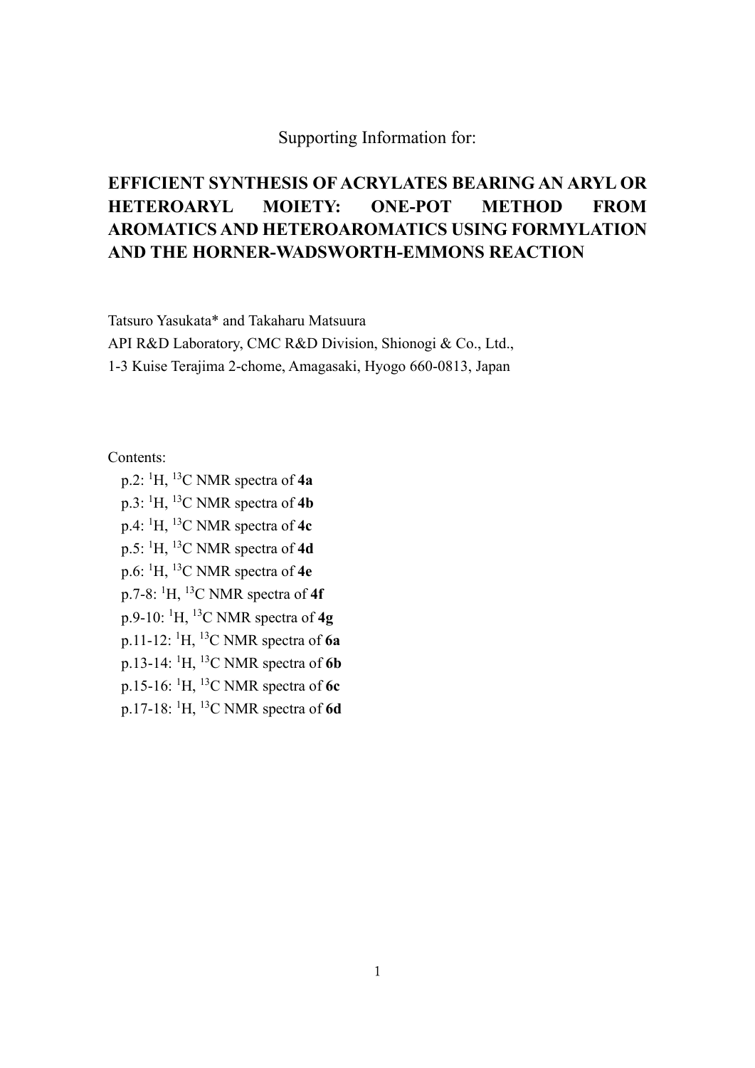Supporting Information for:

# EFFICIENT SYNTHESIS OF ACRYLATES BEARING AN ARYL OR HETEROARYL MOIETY: ONE-POT METHOD FROM AROMATICS AND HETEROAROMATICS USING FORMYLATION AND THE HORNER-WADSWORTH-EMMONS REACTION

Tatsuro Yasukata* and Takaharu Matsuura

API R&D Laboratory, CMC R&D Division, Shionogi & Co., Ltd.,
1-3 Kuise Terajima 2-chome, Amagasaki, Hyogo 660-0813, Japan

Contents:

- p.2: $^{1}H$, $^{13}C$ NMR spectra of **4a**
- p.3: $^{1}H$, $^{13}C$ NMR spectra of **4b**
- p.4: $^{1}H$, $^{13}C$ NMR spectra of **4c**
- p.5: $^{1}H$, $^{13}C$ NMR spectra of **4d**
- p.6: $^{1}H$, $^{13}C$ NMR spectra of **4e**
- p.7-8: $^{1}H$, $^{13}C$ NMR spectra of **4f**
- p.9-10: $^{1}H$, $^{13}C$ NMR spectra of **4g**
- p.11-12: $^{1}H$, $^{13}C$ NMR spectra of **6a**
- p.13-14: $^{1}H$, $^{13}C$ NMR spectra of **6b**
- p.15-16: $^{1}H$, $^{13}C$ NMR spectra of **6c**
- p.17-18: $^{1}H$, $^{13}C$ NMR spectra of **6d**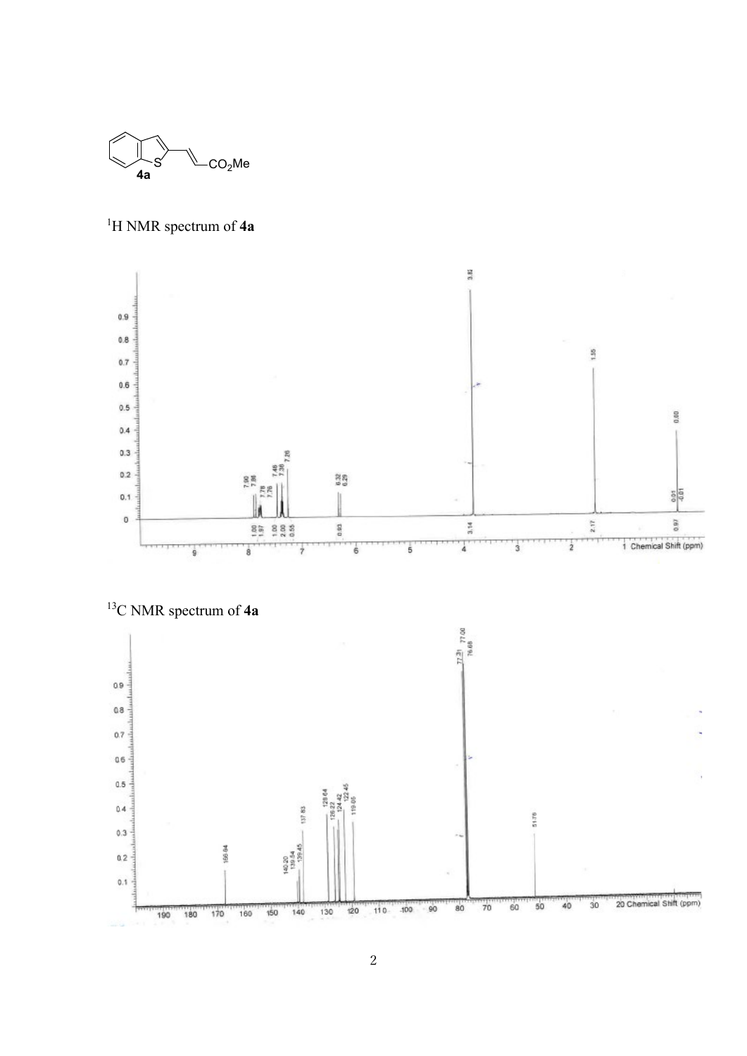**4a**

$^{1}$H NMR spectrum of **4a**

$^{13}$C NMR spectrum of **4a**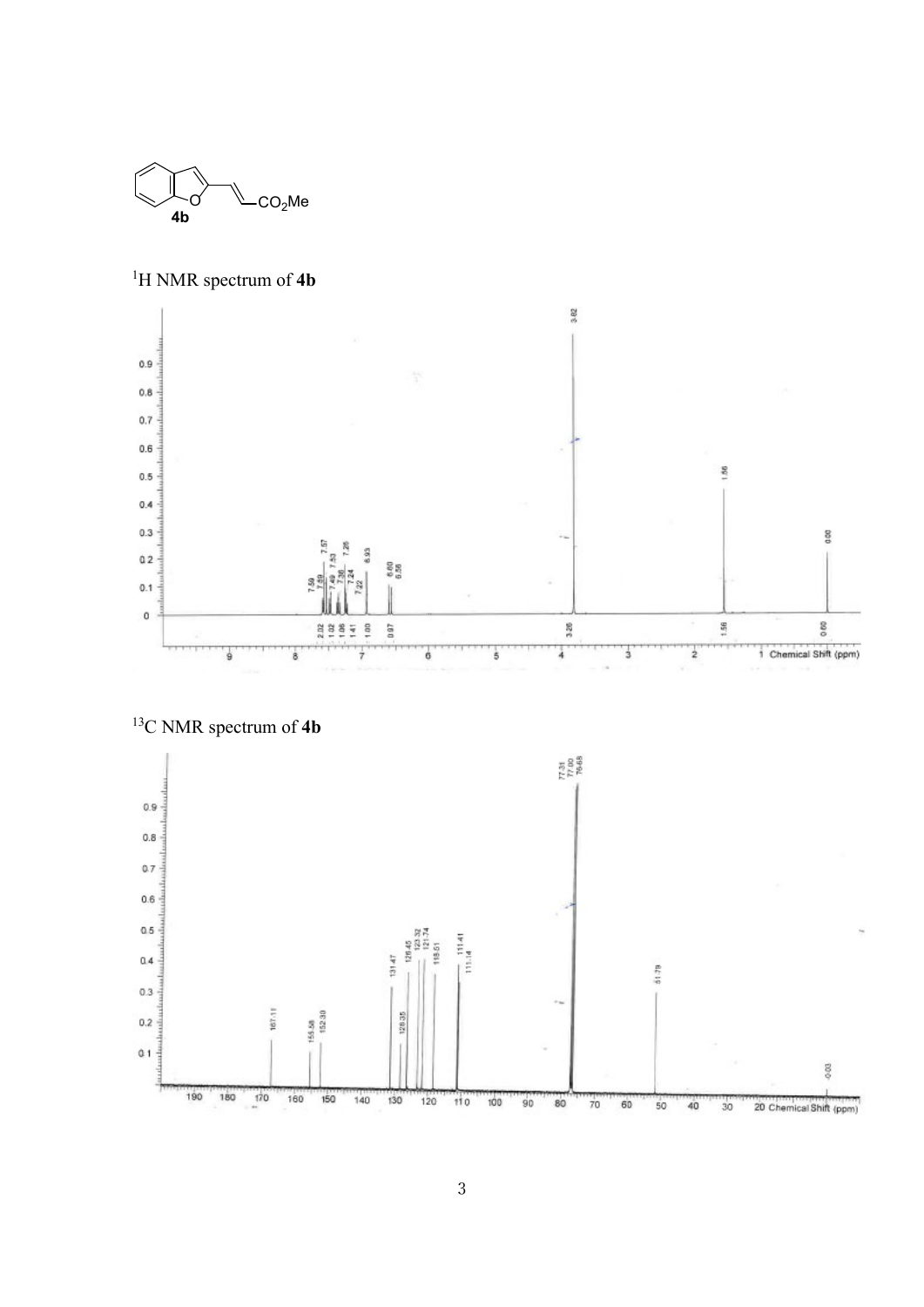**4b**

$^{1}$H NMR spectrum of **4b**

$^{13}$C NMR spectrum of **4b**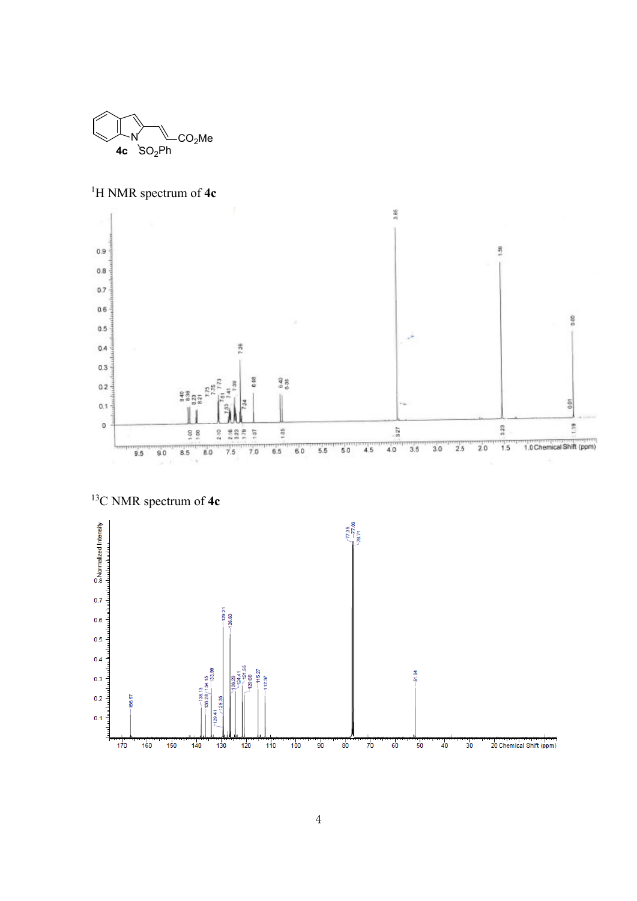**4c**

$^{1}$H NMR spectrum of **4c**

$^{13}$C NMR spectrum of **4c**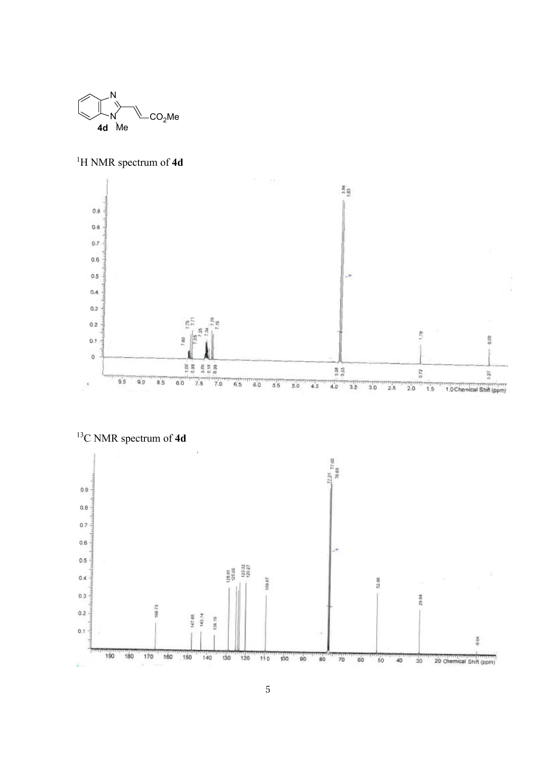**4d**

$^{1}$H NMR spectrum of **4d**

$^{13}$C NMR spectrum of **4d**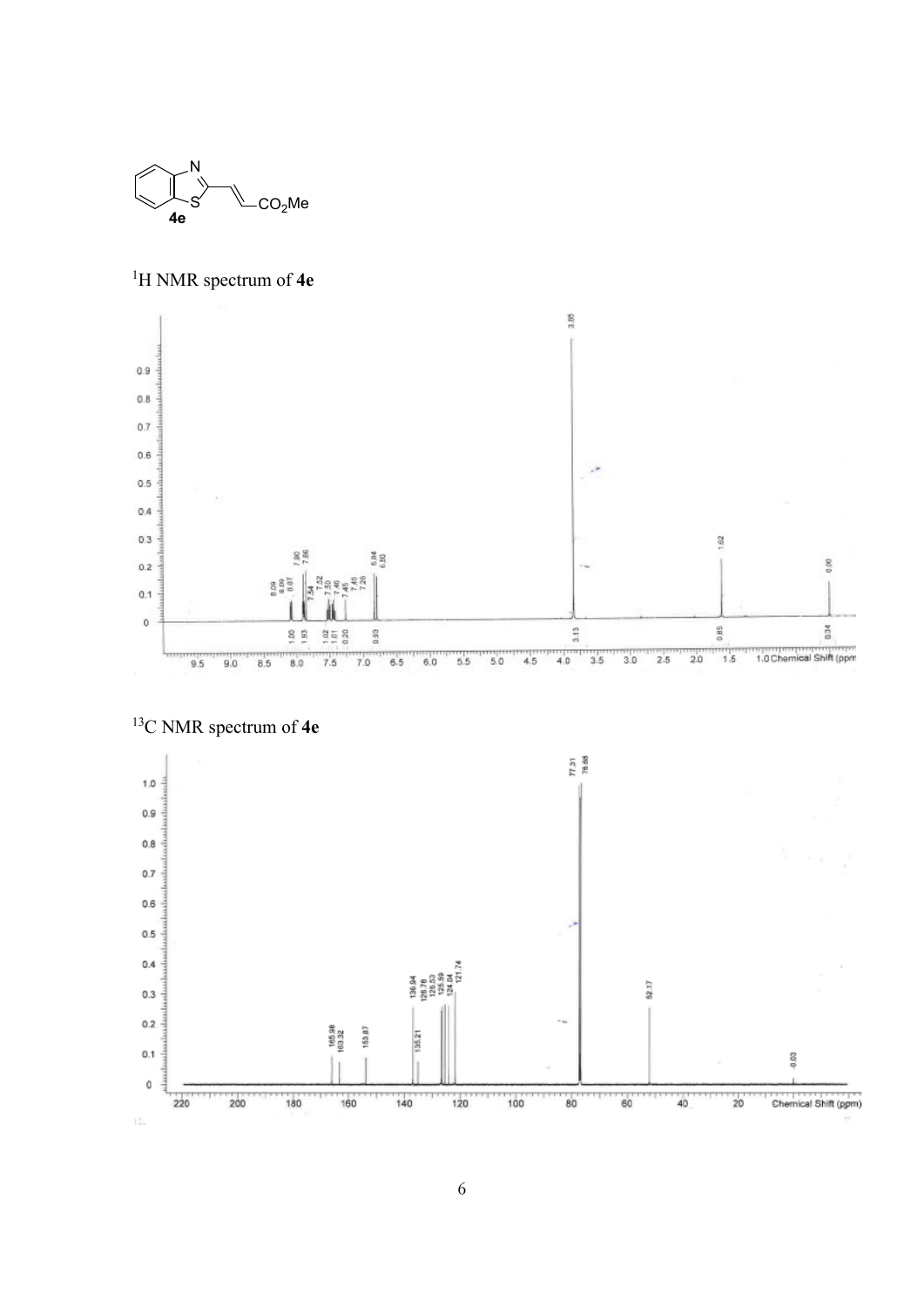$^1$H NMR spectrum of **4e**

$^{13}$C NMR spectrum of **4e**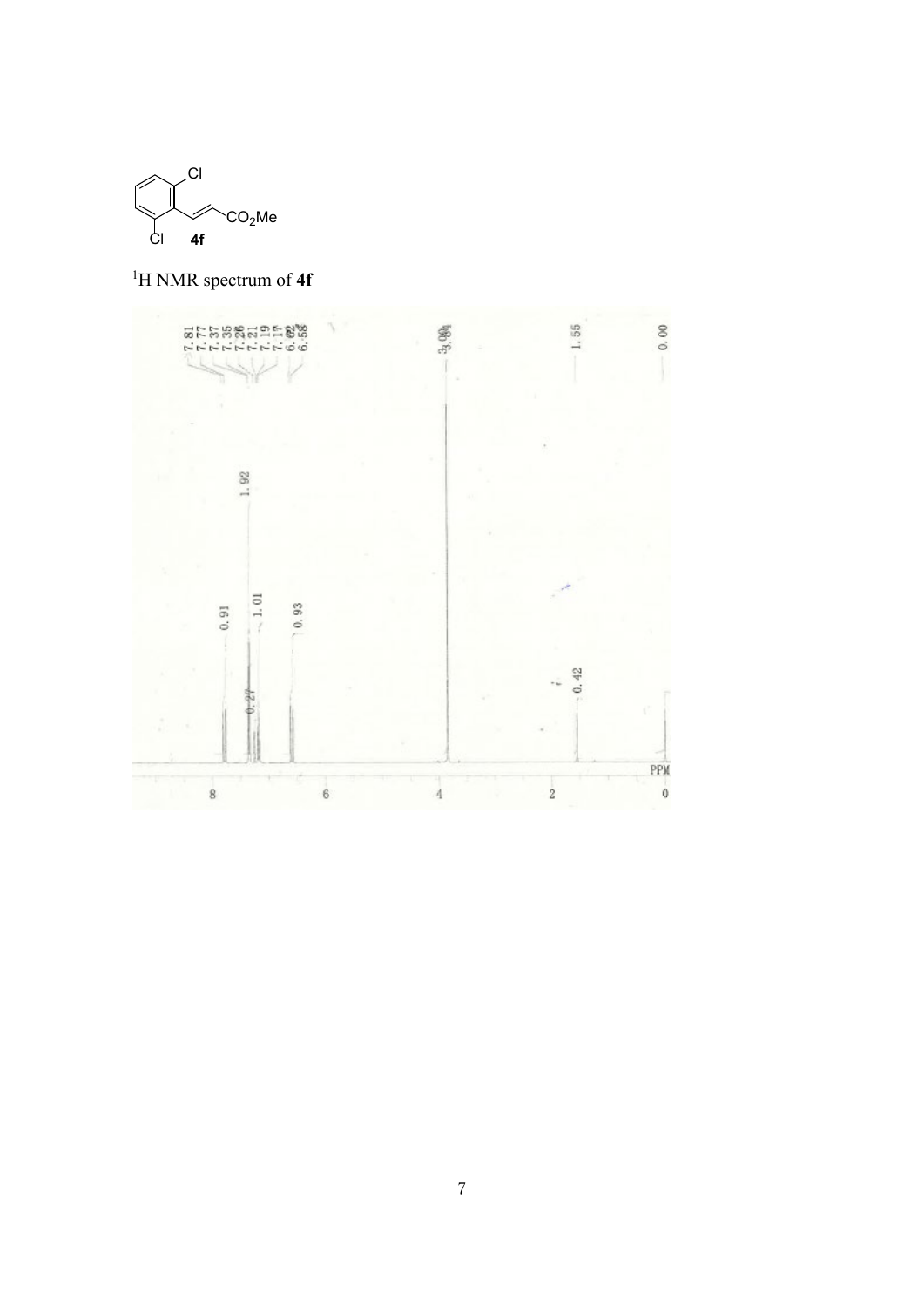Cl

CO$_2$Me

Cl **4f**

$^1$H NMR spectrum of **4f**

7.81
7.77
7.37
7.35
7.26
7.21
7.19
7.17
6.62
6.58

3.84
3.84

1.55

0.00

1.92

0.91

1.01

0.93

0.27

0.42

3.00

PPM

8 6 4 2 0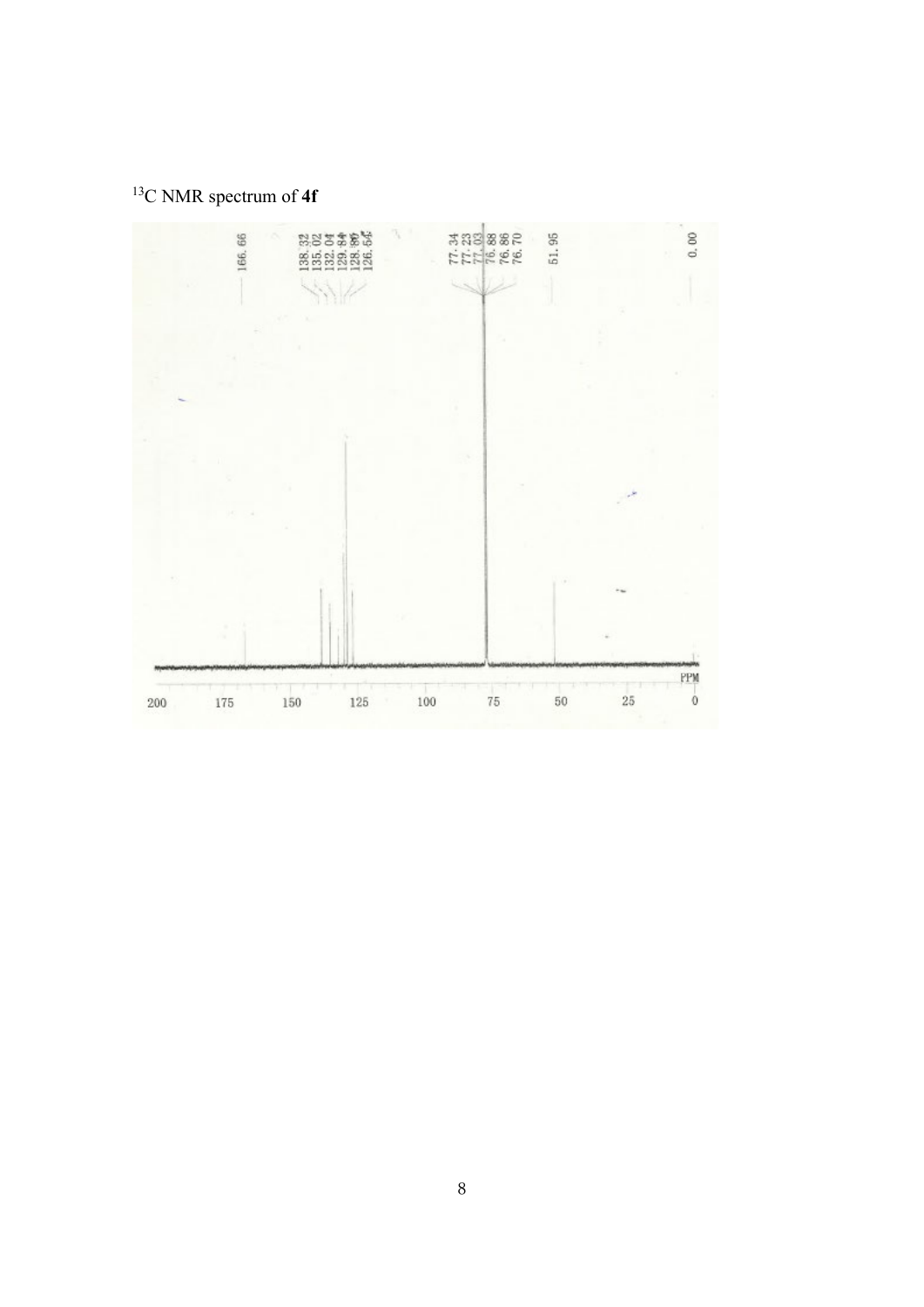$^{13}C$ NMR spectrum of **4f**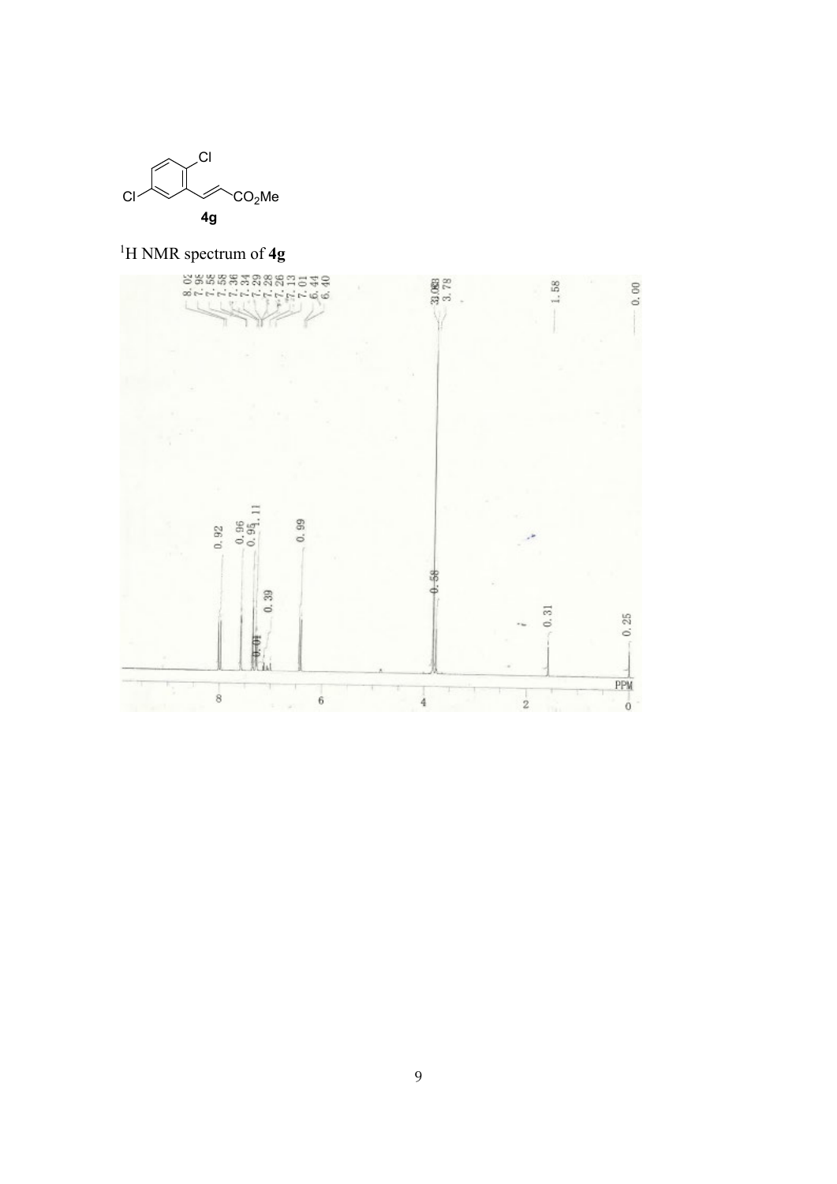**4g**

$^1$H NMR spectrum of **4g**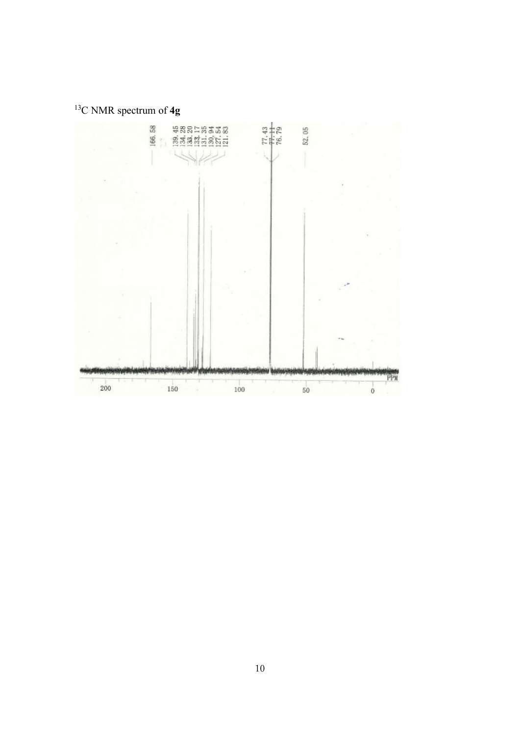$^{13}C$ NMR spectrum of **4g**

166.58

139.45
134.28
133.20
133.17
131.35
130.94
127.54
121.83

77.43
77.11
76.79

52.05

PPM

200 150 100 50 0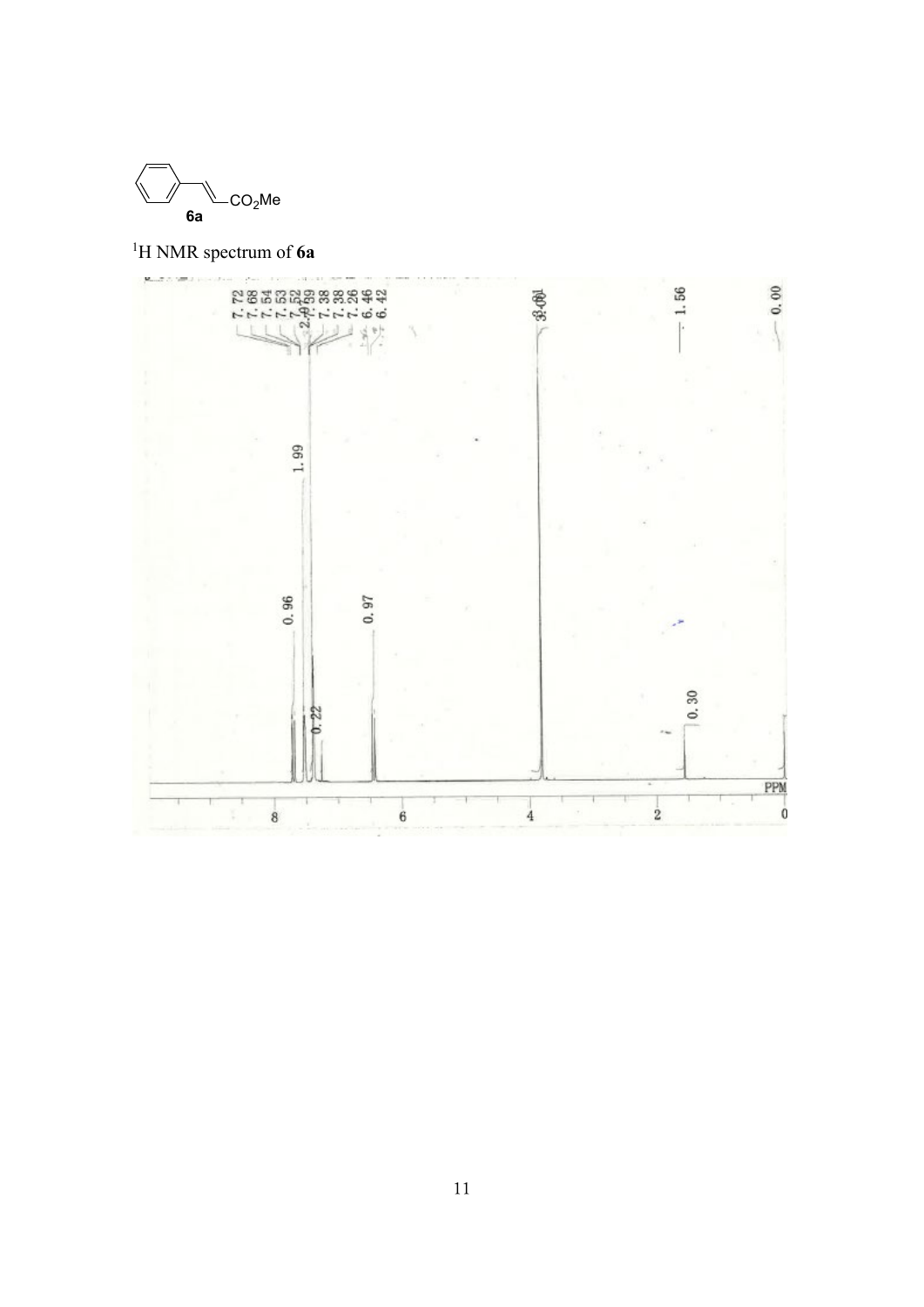6a

$^{1}$H NMR spectrum of **6a**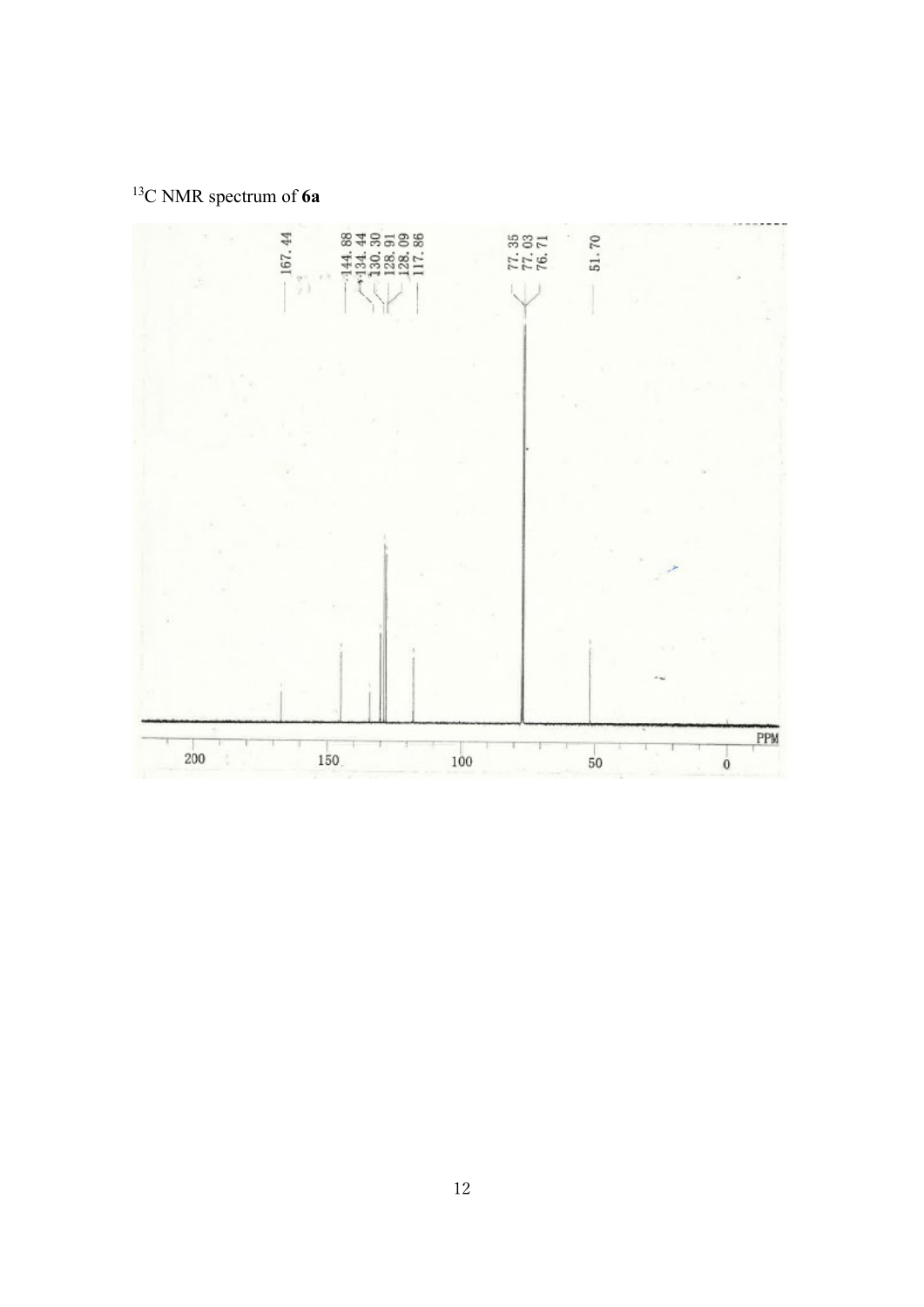$^{13}$C NMR spectrum of **6a**

167.44

144.88
134.44
130.30
128.91
128.09
117.86

77.35
77.03
76.71

51.70

200 150 100 50 0 PPM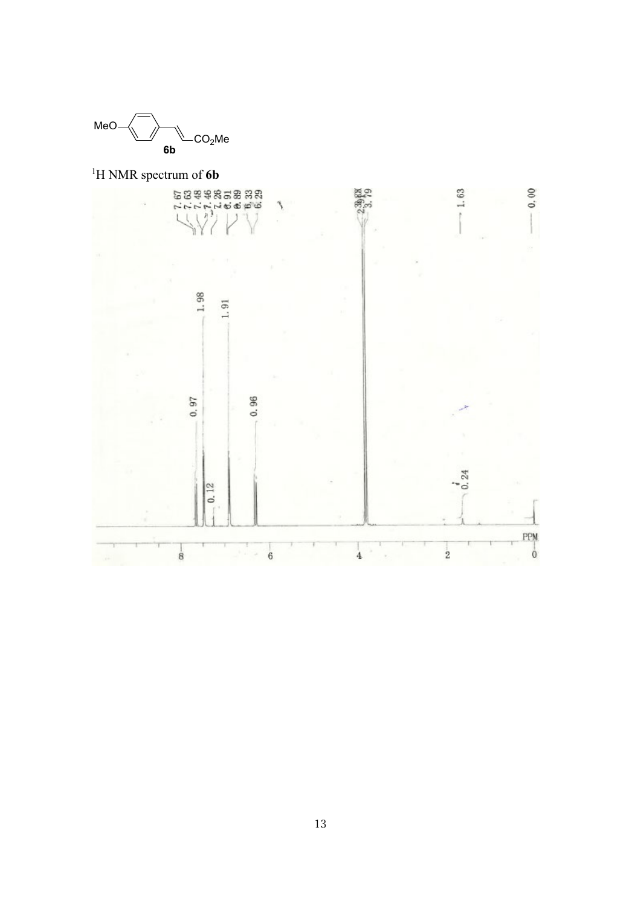MeO—C₆H₄—CH=CH—$CO_2Me$

**6b**

[1]H NMR spectrum of **6b**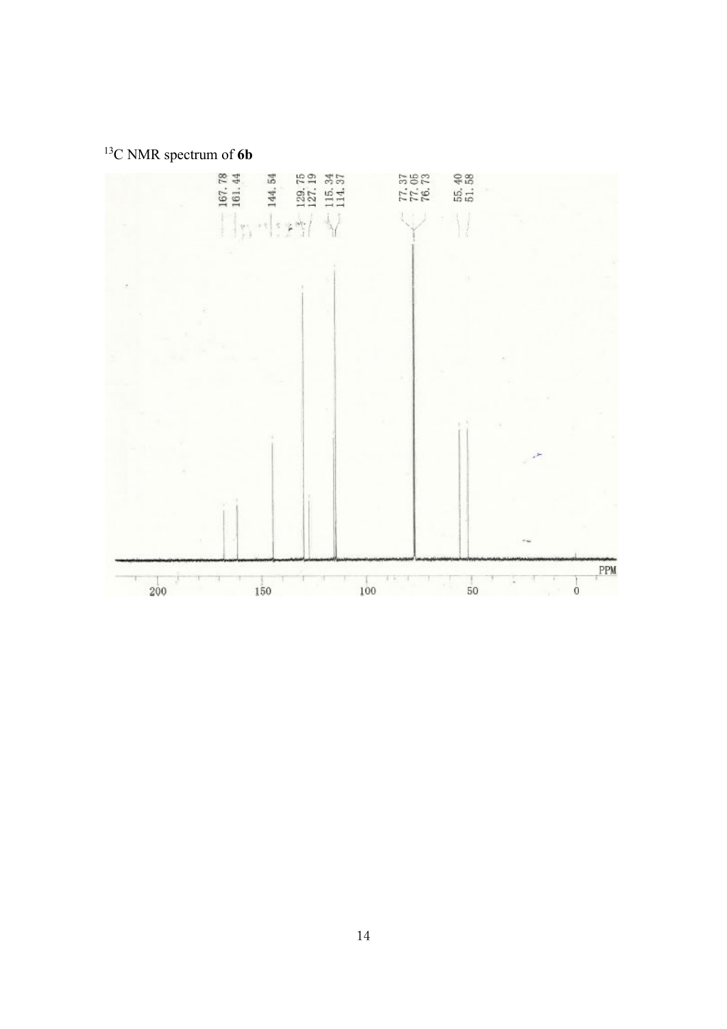$^{13}$C NMR spectrum of **6b**

167.78
161.44
144.54
129.75
127.19
115.34
114.37
77.37
77.05
76.73
55.40
51.58

PPM

200 150 100 50 0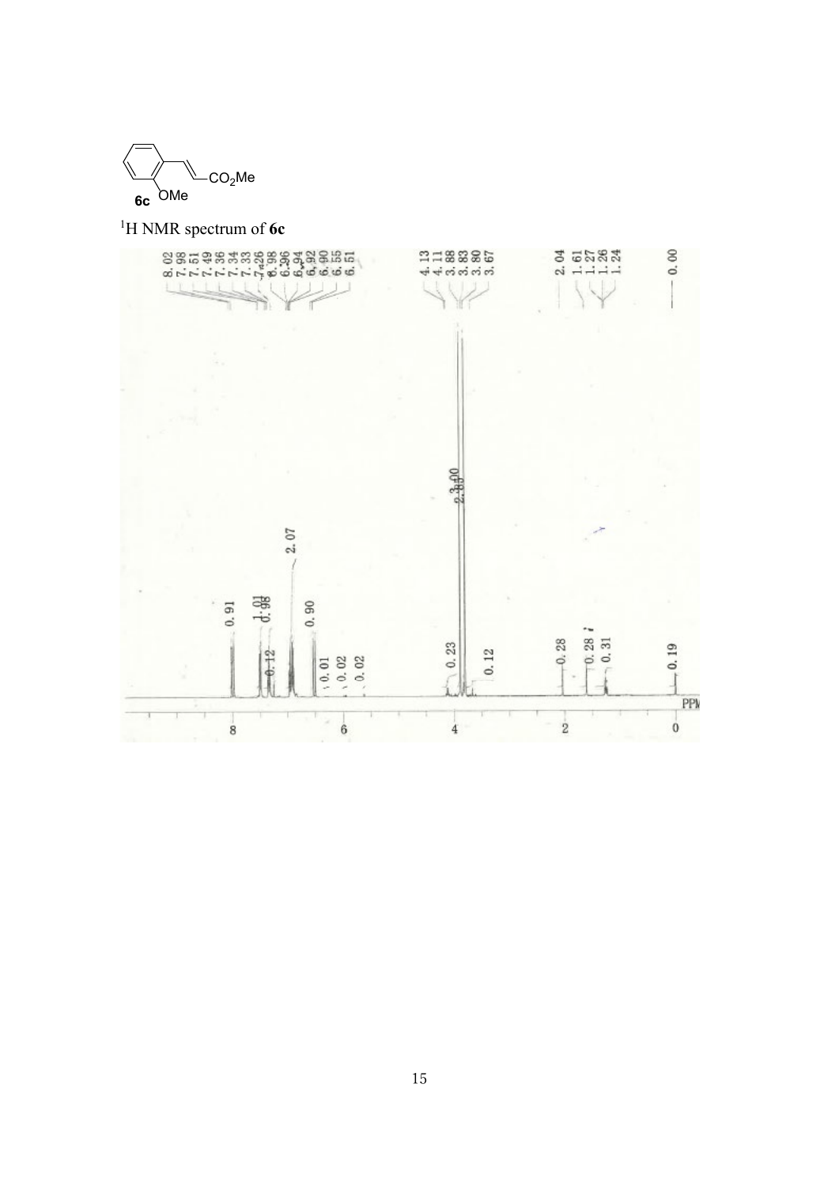6c

[1]H NMR spectrum of **6c**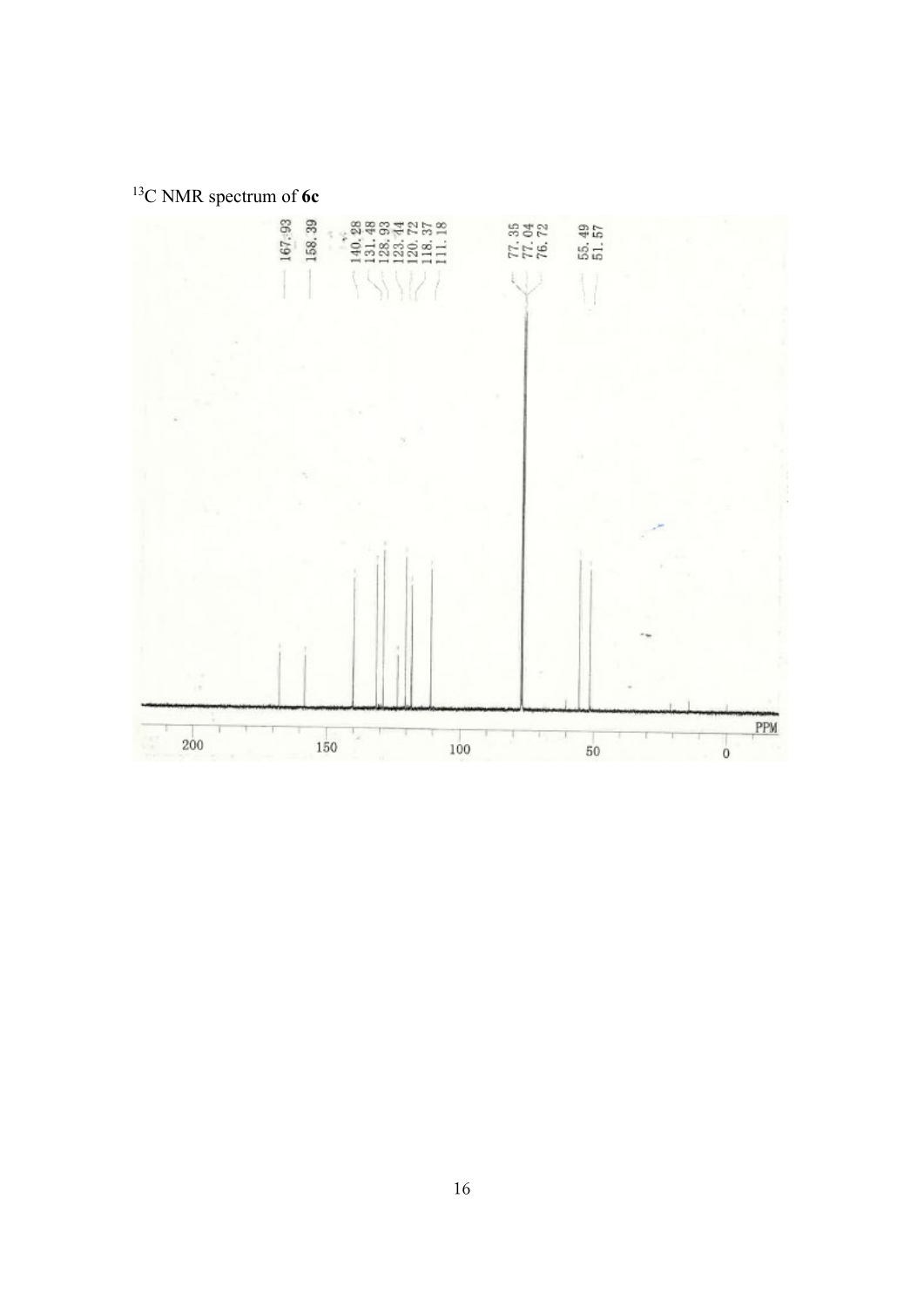$^{13}$C NMR spectrum of **6c**

167.93
158.39
140.28
131.48
128.93
123.44
120.72
118.37
111.18
77.35
77.04
76.72
55.49
51.57

200 150 100 50 0
PPM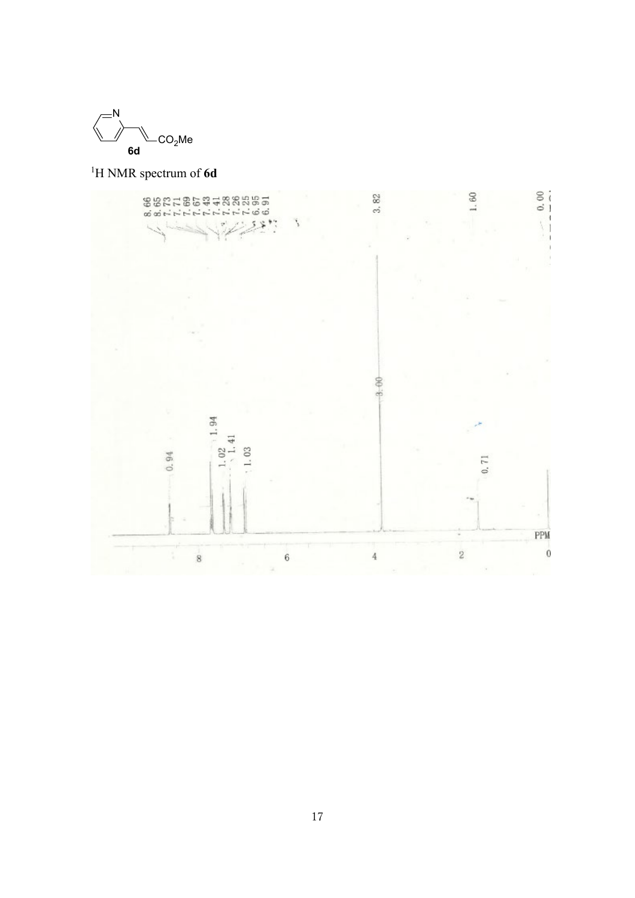$^{1}$H NMR spectrum of **6d**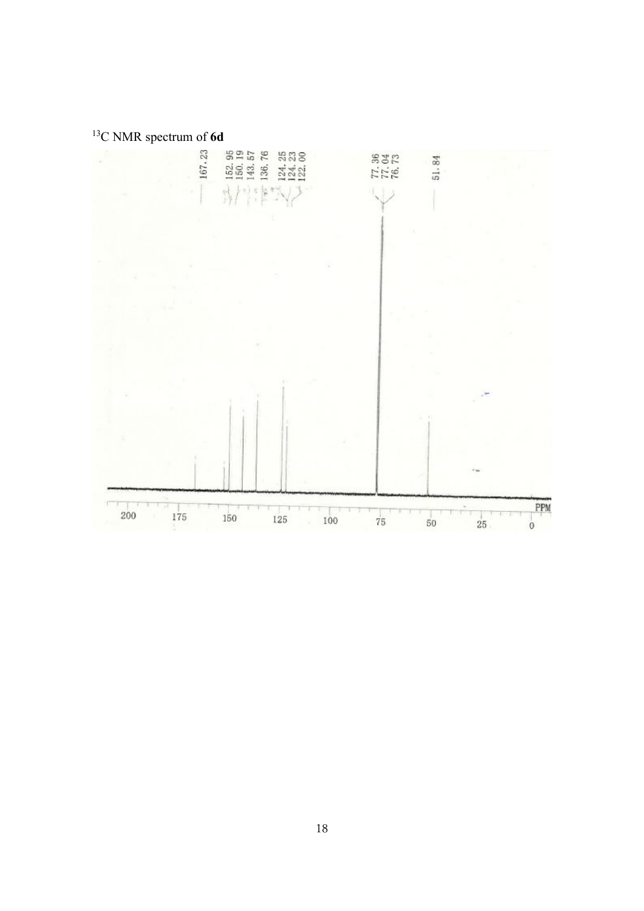$^{13}C$ NMR spectrum of **6d**

167.23
152.95
150.19
143.57
136.76
124.25
124.23
122.00
77.36
77.04
76.73
51.84

200
175
150
125
100
75
50
25
0
PPM